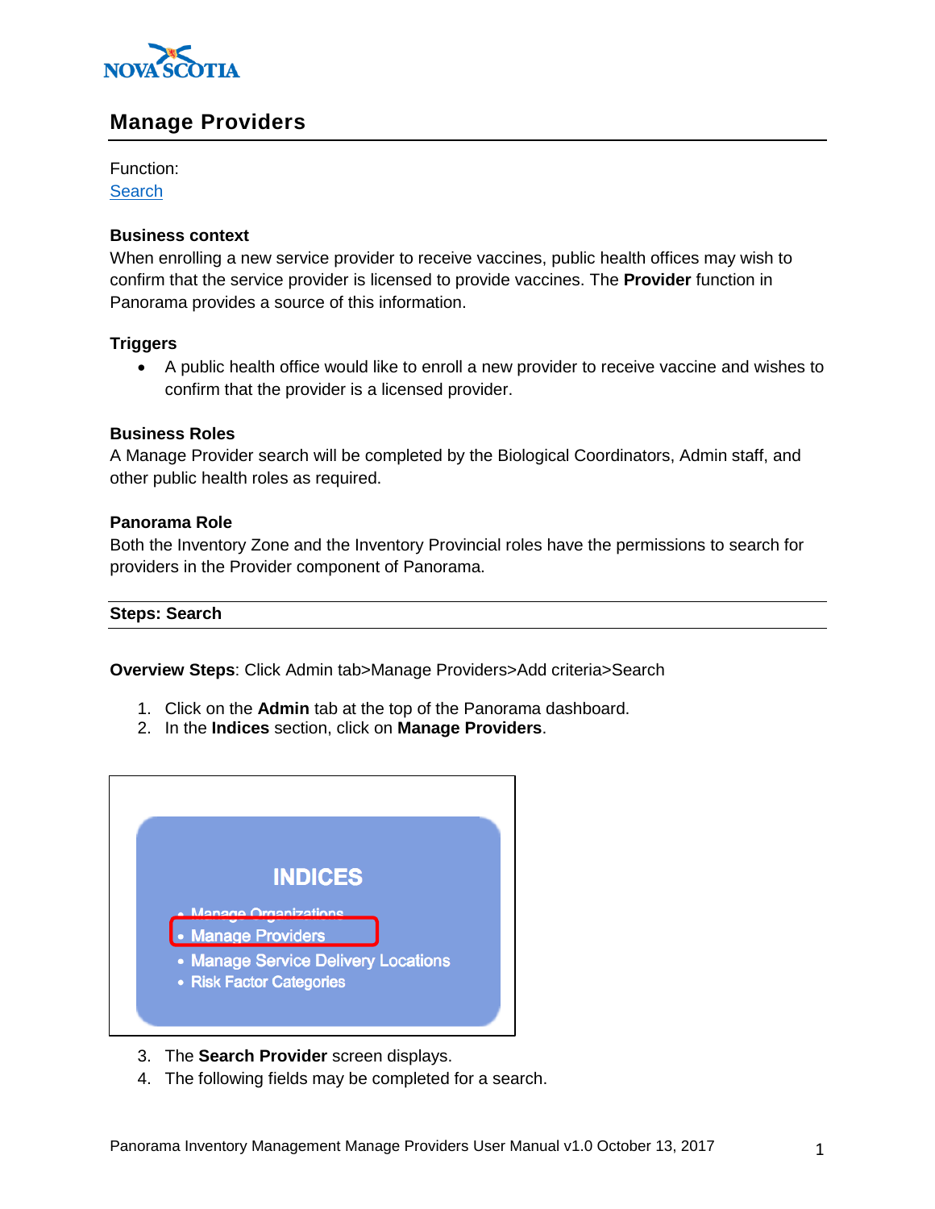## Manage Providers

Function:
[Search](#)

**Business context**
When enrolling a new service provider to receive vaccines, public health offices may wish to confirm that the service provider is licensed to provide vaccines. The **Provider** function in Panorama provides a source of this information.

**Triggers**

- A public health office would like to enroll a new provider to receive vaccine and wishes to confirm that the provider is a licensed provider.

**Business Roles**
A Manage Provider search will be completed by the Biological Coordinators, Admin staff, and other public health roles as required.

**Panorama Role**
Both the Inventory Zone and the Inventory Provincial roles have the permissions to search for providers in the Provider component of Panorama.

### Steps: Search

**Overview Steps**: Click Admin tab>Manage Providers>Add criteria>Search

1. Click on the **Admin** tab at the top of the Panorama dashboard.
2. In the **Indices** section, click on **Manage Providers**.

3. The **Search Provider** screen displays.
4. The following fields may be completed for a search.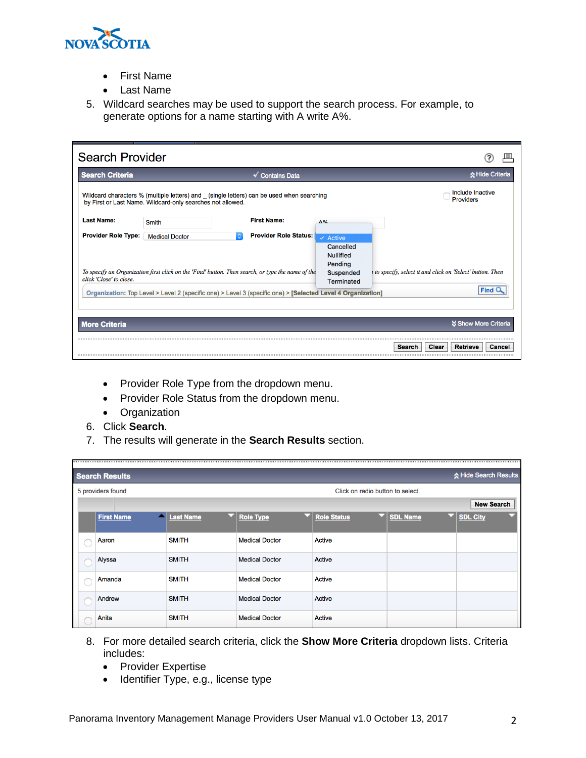- First Name
- Last Name

5. Wildcard searches may be used to support the search process. For example, to generate options for a name starting with A write A%.

**Search Provider**

**Search Criteria** ✓ Contains Data — Hide Criteria

Wildcard characters % (multiple letters) and _ (single letters) can be used when searching by First or Last Name. Wildcard-only searches not allowed.

☐ Include Inactive Providers

**Last Name:** Smith **First Name:** A%

**Provider Role Type:** Medical Doctor **Provider Role Status:** ✓ Active / Cancelled / Nullified / Pending / Suspended / Terminated

*To specify an Organization first click on the 'Find' button. Then search, or type the name of the … to specify, select it and click on 'Select' button. Then click 'Close' to close.*

**Organization:** Top Level > Level 2 (specific one) > Level 3 (specific one) > **[Selected Level 4 Organization]** — Find

**More Criteria** — Show More Criteria

Search | Clear | Retrieve | Cancel

- Provider Role Type from the dropdown menu.
- Provider Role Status from the dropdown menu.
- Organization

6. Click **Search**.
7. The results will generate in the **Search Results** section.

**Search Results** — Hide Search Results

5 providers found — Click on radio button to select. — New Search

| | First Name | Last Name | Role Type | Role Status | SDL Name | SDL City |
|---|---|---|---|---|---|---|
| ○ | Aaron | SMITH | Medical Doctor | Active | | |
| ○ | Alyssa | SMITH | Medical Doctor | Active | | |
| ○ | Amanda | SMITH | Medical Doctor | Active | | |
| ○ | Andrew | SMITH | Medical Doctor | Active | | |
| ○ | Anita | SMITH | Medical Doctor | Active | | |

8. For more detailed search criteria, click the **Show More Criteria** dropdown lists. Criteria includes:
   - Provider Expertise
   - Identifier Type, e.g., license type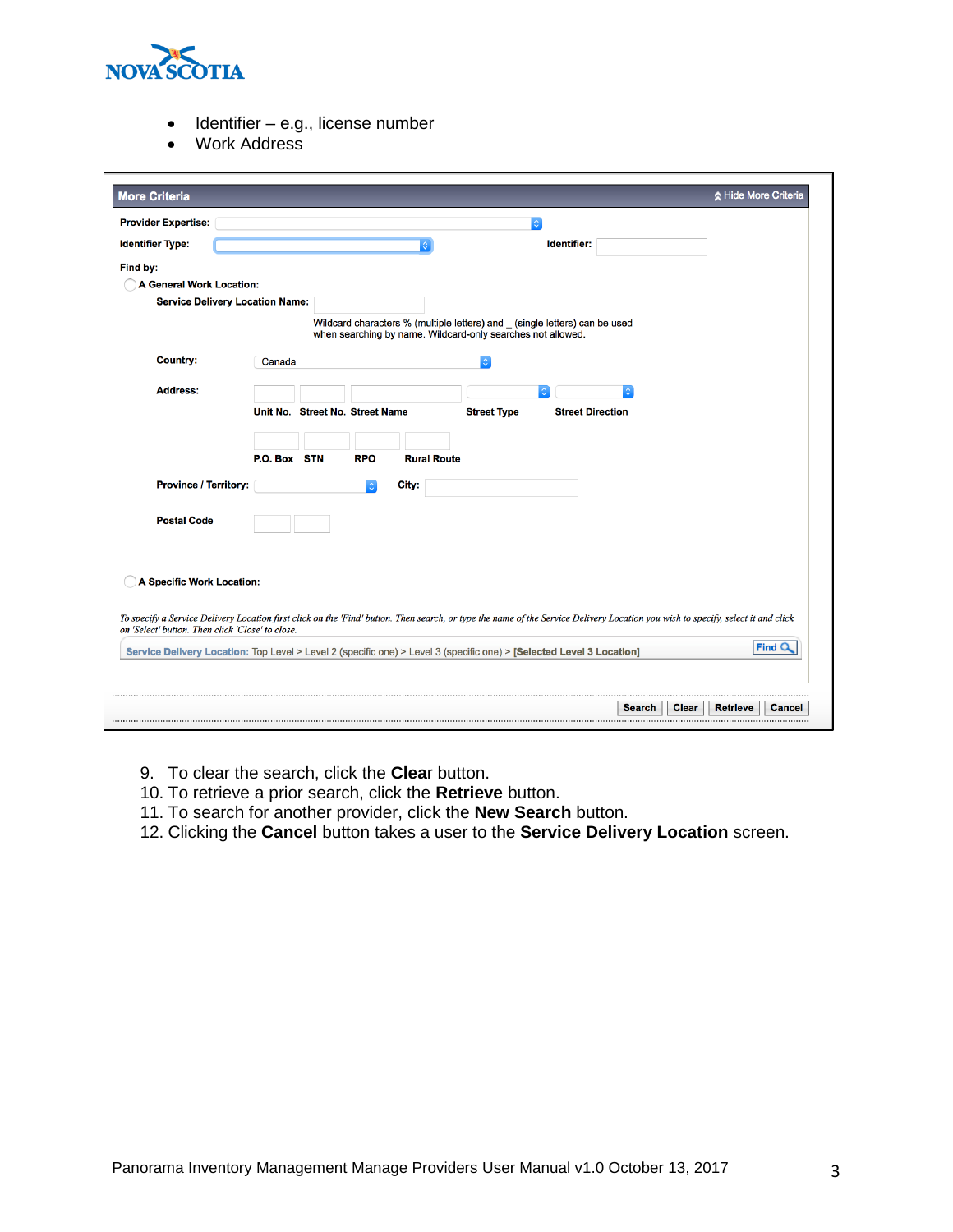- Identifier – e.g., license number
- Work Address

9. To clear the search, click the **Clea**r button.
10. To retrieve a prior search, click the **Retrieve** button.
11. To search for another provider, click the **New Search** button.
12. Clicking the **Cancel** button takes a user to the **Service Delivery Location** screen.